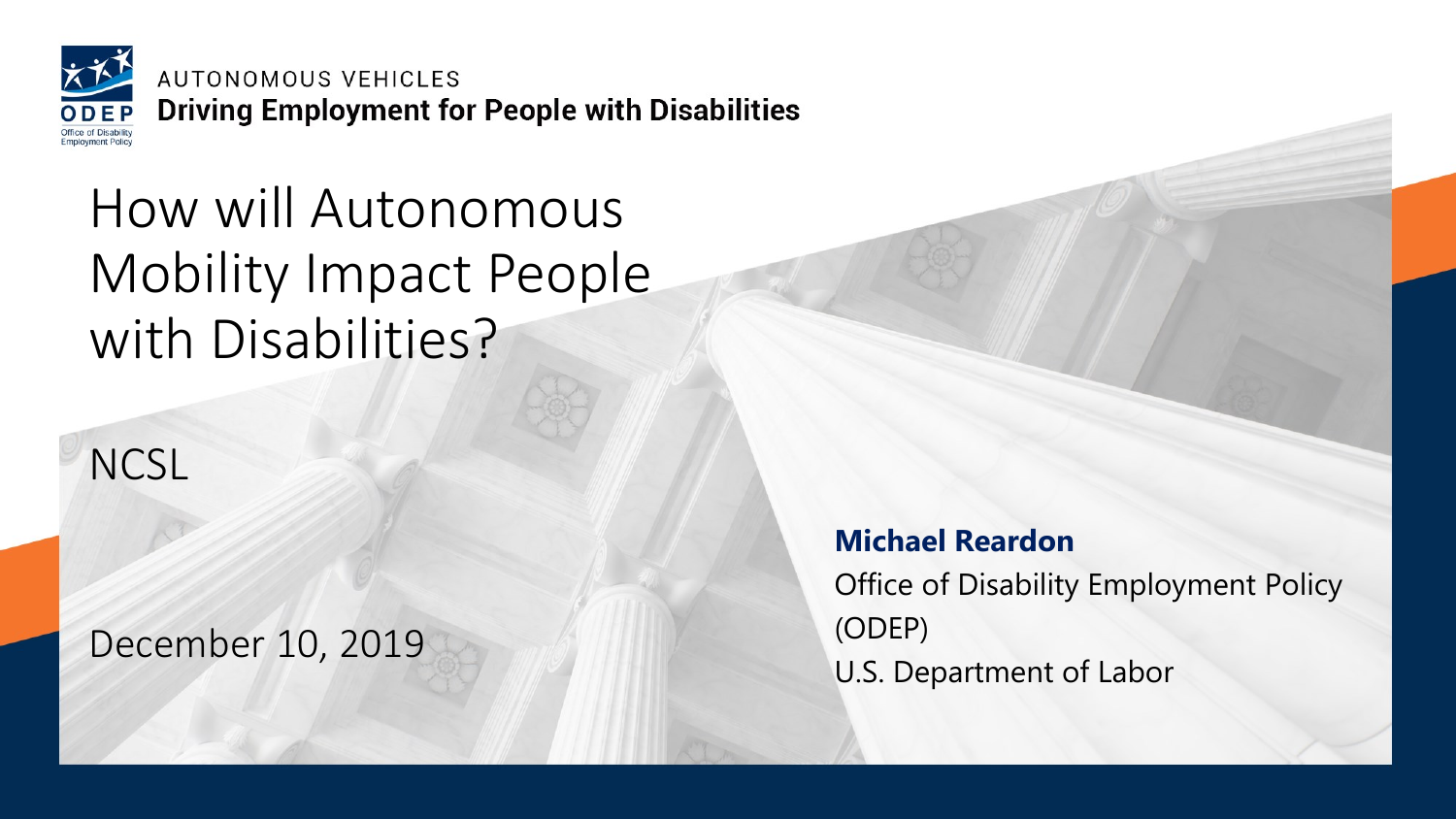ODEP
Office of Disability Employment Policy

AUTONOMOUS VEHICLES
**Driving Employment for People with Disabilities**

# How will Autonomous Mobility Impact People with Disabilities?

NCSL

December 10, 2019

**Michael Reardon**
Office of Disability Employment Policy (ODEP)
U.S. Department of Labor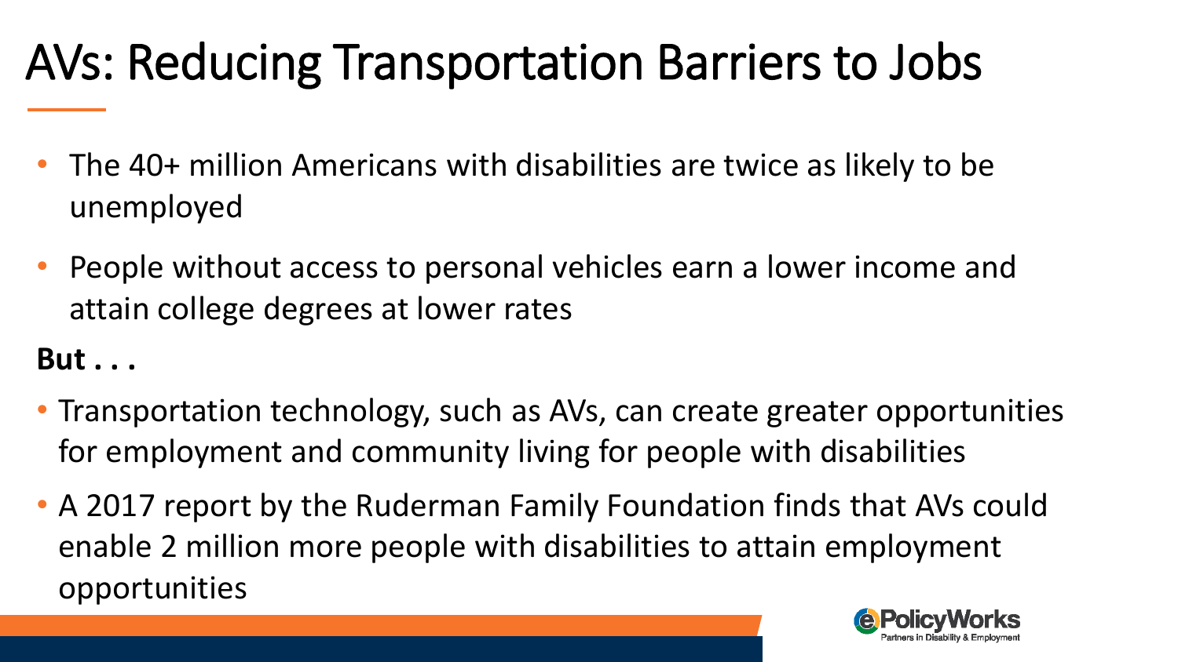# AVs: Reducing Transportation Barriers to Jobs

- The 40+ million Americans with disabilities are twice as likely to be unemployed
- People without access to personal vehicles earn a lower income and attain college degrees at lower rates

**But . . .**

- Transportation technology, such as AVs, can create greater opportunities for employment and community living for people with disabilities
- A 2017 report by the Ruderman Family Foundation finds that AVs could enable 2 million more people with disabilities to attain employment opportunities

ePolicyWorks
Partners in Disability & Employment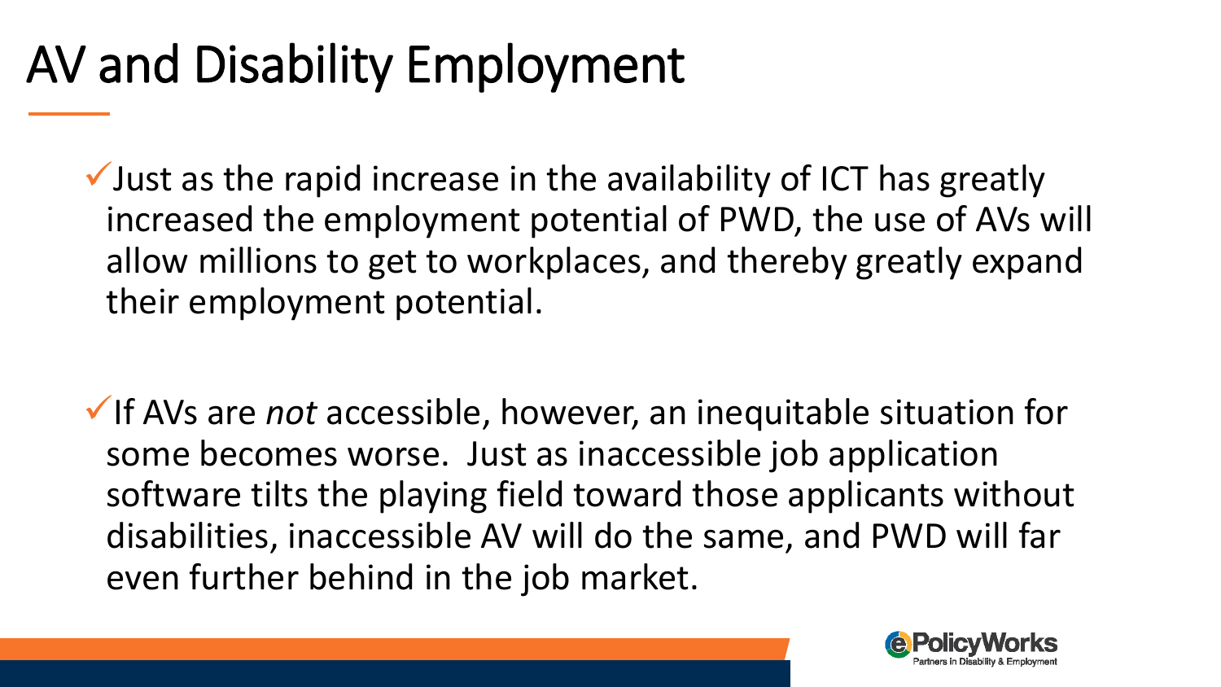# AV and Disability Employment

- ✓Just as the rapid increase in the availability of ICT has greatly increased the employment potential of PWD, the use of AVs will allow millions to get to workplaces, and thereby greatly expand their employment potential.

- ✓If AVs are *not* accessible, however, an inequitable situation for some becomes worse. Just as inaccessible job application software tilts the playing field toward those applicants without disabilities, inaccessible AV will do the same, and PWD will far even further behind in the job market.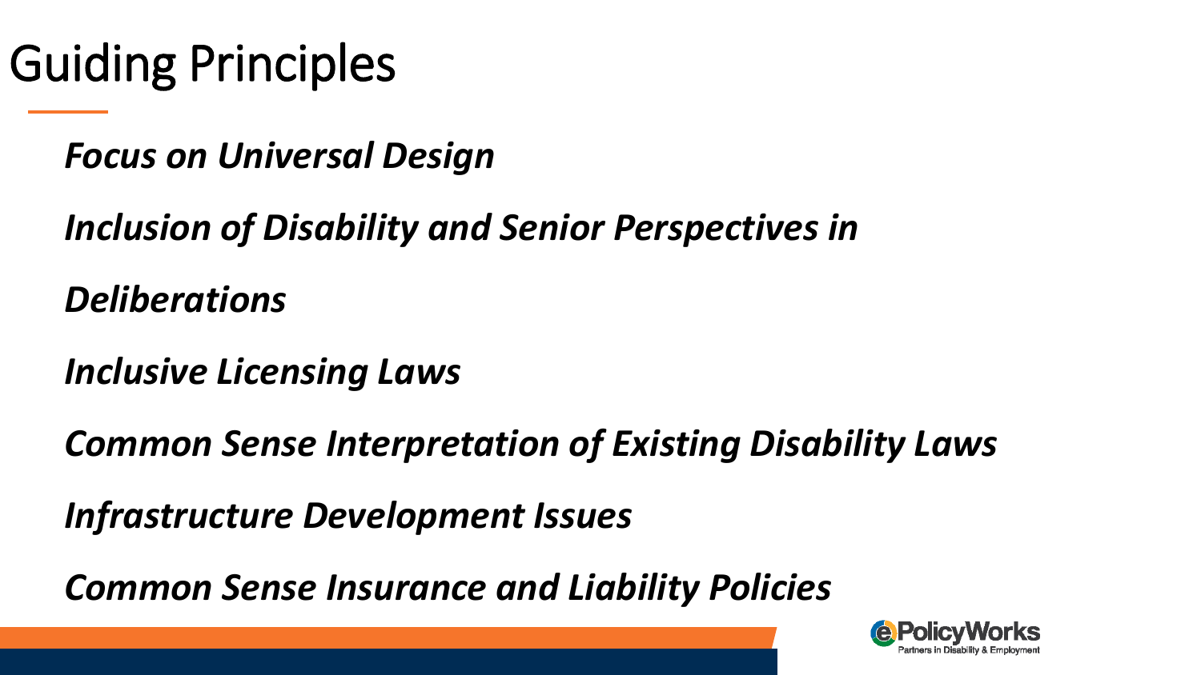# Guiding Principles

*Focus on Universal Design*

*Inclusion of Disability and Senior Perspectives in Deliberations*

*Inclusive Licensing Laws*

*Common Sense Interpretation of Existing Disability Laws*

*Infrastructure Development Issues*

*Common Sense Insurance and Liability Policies*